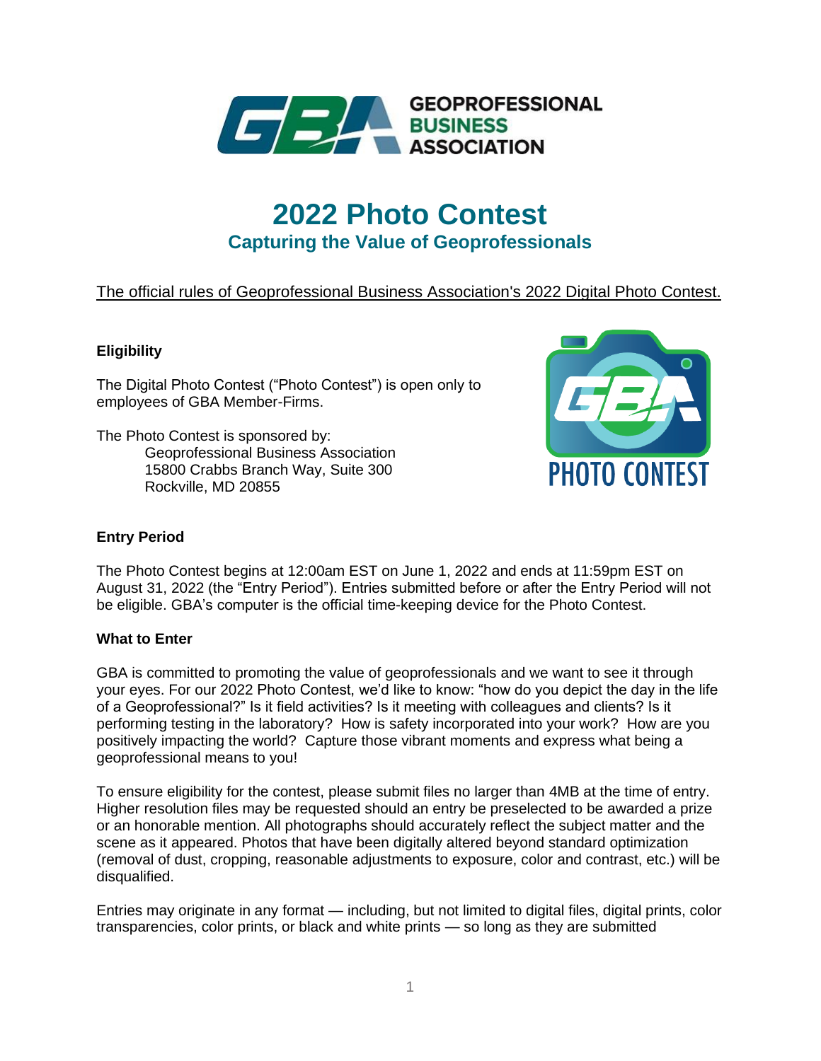# 2022 Photo Contest

## Capturing the Value of Geoprofessionals

The official rules of Geoprofessional Business Association's 2022 Digital Photo Contest.

### Eligibility

The Digital Photo Contest ("Photo Contest") is open only to employees of GBA Member-Firms.

The Photo Contest is sponsored by:
Geoprofessional Business Association
15800 Crabbs Branch Way, Suite 300
Rockville, MD 20855

### Entry Period

The Photo Contest begins at 12:00am EST on June 1, 2022 and ends at 11:59pm EST on August 31, 2022 (the "Entry Period"). Entries submitted before or after the Entry Period will not be eligible. GBA's computer is the official time-keeping device for the Photo Contest.

### What to Enter

GBA is committed to promoting the value of geoprofessionals and we want to see it through your eyes. For our 2022 Photo Contest, we'd like to know: "how do you depict the day in the life of a Geoprofessional?" Is it field activities? Is it meeting with colleagues and clients? Is it performing testing in the laboratory? How is safety incorporated into your work? How are you positively impacting the world? Capture those vibrant moments and express what being a geoprofessional means to you!

To ensure eligibility for the contest, please submit files no larger than 4MB at the time of entry. Higher resolution files may be requested should an entry be preselected to be awarded a prize or an honorable mention. All photographs should accurately reflect the subject matter and the scene as it appeared. Photos that have been digitally altered beyond standard optimization (removal of dust, cropping, reasonable adjustments to exposure, color and contrast, etc.) will be disqualified.

Entries may originate in any format — including, but not limited to digital files, digital prints, color transparencies, color prints, or black and white prints — so long as they are submitted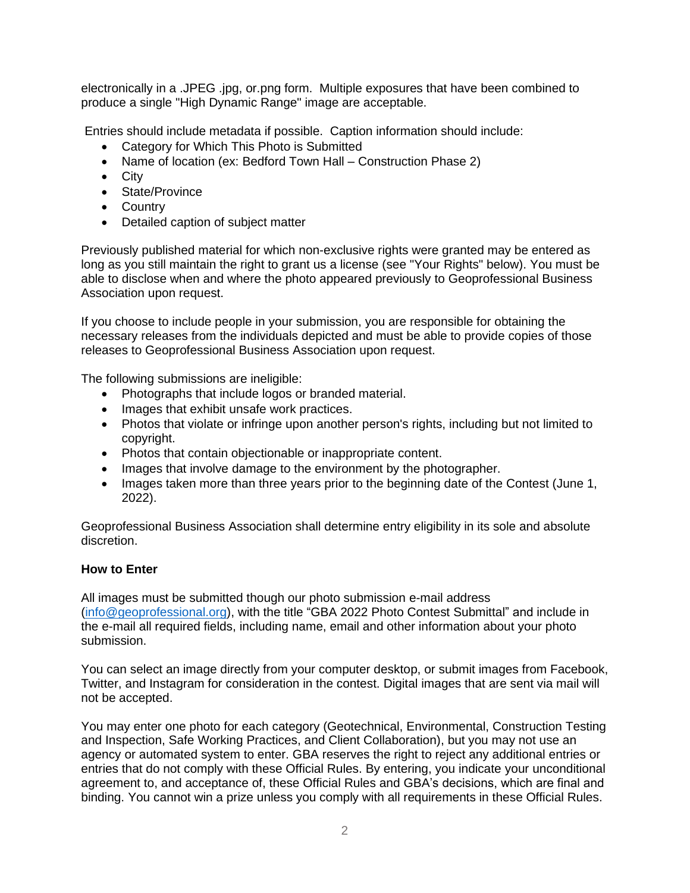electronically in a .JPEG .jpg, or.png form. Multiple exposures that have been combined to produce a single "High Dynamic Range" image are acceptable.

Entries should include metadata if possible. Caption information should include:

- Category for Which This Photo is Submitted
- Name of location (ex: Bedford Town Hall – Construction Phase 2)
- City
- State/Province
- Country
- Detailed caption of subject matter

Previously published material for which non-exclusive rights were granted may be entered as long as you still maintain the right to grant us a license (see "Your Rights" below). You must be able to disclose when and where the photo appeared previously to Geoprofessional Business Association upon request.

If you choose to include people in your submission, you are responsible for obtaining the necessary releases from the individuals depicted and must be able to provide copies of those releases to Geoprofessional Business Association upon request.

The following submissions are ineligible:

- Photographs that include logos or branded material.
- Images that exhibit unsafe work practices.
- Photos that violate or infringe upon another person's rights, including but not limited to copyright.
- Photos that contain objectionable or inappropriate content.
- Images that involve damage to the environment by the photographer.
- Images taken more than three years prior to the beginning date of the Contest (June 1, 2022).

Geoprofessional Business Association shall determine entry eligibility in its sole and absolute discretion.

**How to Enter**

All images must be submitted though our photo submission e-mail address (info@geoprofessional.org), with the title "GBA 2022 Photo Contest Submittal" and include in the e-mail all required fields, including name, email and other information about your photo submission.

You can select an image directly from your computer desktop, or submit images from Facebook, Twitter, and Instagram for consideration in the contest. Digital images that are sent via mail will not be accepted.

You may enter one photo for each category (Geotechnical, Environmental, Construction Testing and Inspection, Safe Working Practices, and Client Collaboration), but you may not use an agency or automated system to enter. GBA reserves the right to reject any additional entries or entries that do not comply with these Official Rules. By entering, you indicate your unconditional agreement to, and acceptance of, these Official Rules and GBA's decisions, which are final and binding. You cannot win a prize unless you comply with all requirements in these Official Rules.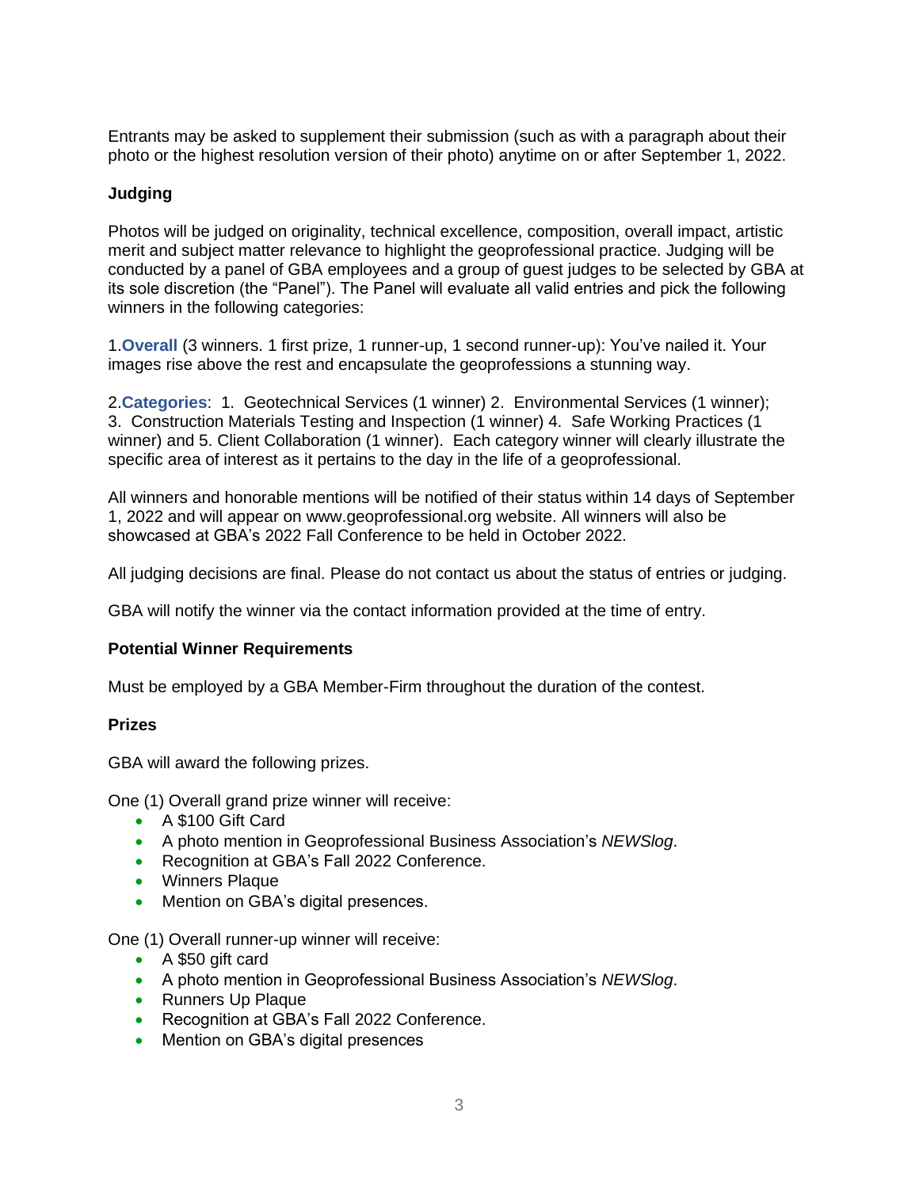Entrants may be asked to supplement their submission (such as with a paragraph about their photo or the highest resolution version of their photo) anytime on or after September 1, 2022.

**Judging**

Photos will be judged on originality, technical excellence, composition, overall impact, artistic merit and subject matter relevance to highlight the geoprofessional practice. Judging will be conducted by a panel of GBA employees and a group of guest judges to be selected by GBA at its sole discretion (the "Panel"). The Panel will evaluate all valid entries and pick the following winners in the following categories:

1.**Overall** (3 winners. 1 first prize, 1 runner-up, 1 second runner-up): You've nailed it. Your images rise above the rest and encapsulate the geoprofessions a stunning way.

2.**Categories**: 1. Geotechnical Services (1 winner) 2. Environmental Services (1 winner); 3. Construction Materials Testing and Inspection (1 winner) 4. Safe Working Practices (1 winner) and 5. Client Collaboration (1 winner). Each category winner will clearly illustrate the specific area of interest as it pertains to the day in the life of a geoprofessional.

All winners and honorable mentions will be notified of their status within 14 days of September 1, 2022 and will appear on www.geoprofessional.org website. All winners will also be showcased at GBA's 2022 Fall Conference to be held in October 2022.

All judging decisions are final. Please do not contact us about the status of entries or judging.

GBA will notify the winner via the contact information provided at the time of entry.

**Potential Winner Requirements**

Must be employed by a GBA Member-Firm throughout the duration of the contest.

**Prizes**

GBA will award the following prizes.

One (1) Overall grand prize winner will receive:

- A $100 Gift Card
- A photo mention in Geoprofessional Business Association's *NEWSlog*.
- Recognition at GBA's Fall 2022 Conference.
- Winners Plaque
- Mention on GBA's digital presences.

One (1) Overall runner-up winner will receive:

- A $50 gift card
- A photo mention in Geoprofessional Business Association's *NEWSlog*.
- Runners Up Plaque
- Recognition at GBA's Fall 2022 Conference.
- Mention on GBA's digital presences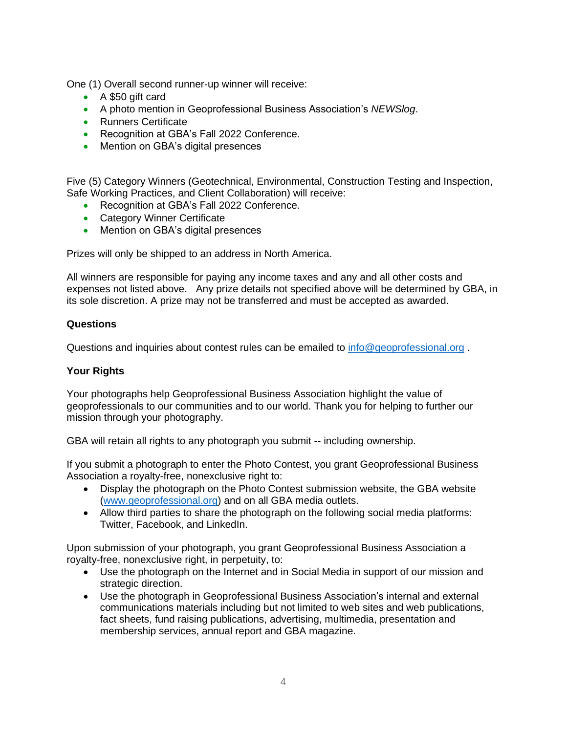One (1) Overall second runner-up winner will receive:

- A $50 gift card
- A photo mention in Geoprofessional Business Association's *NEWSlog*.
- Runners Certificate
- Recognition at GBA's Fall 2022 Conference.
- Mention on GBA's digital presences

Five (5) Category Winners (Geotechnical, Environmental, Construction Testing and Inspection, Safe Working Practices, and Client Collaboration) will receive:

- Recognition at GBA's Fall 2022 Conference.
- Category Winner Certificate
- Mention on GBA's digital presences

Prizes will only be shipped to an address in North America.

All winners are responsible for paying any income taxes and any and all other costs and expenses not listed above. Any prize details not specified above will be determined by GBA, in its sole discretion. A prize may not be transferred and must be accepted as awarded.

**Questions**

Questions and inquiries about contest rules can be emailed to [info@geoprofessional.org](mailto:info@geoprofessional.org) .

**Your Rights**

Your photographs help Geoprofessional Business Association highlight the value of geoprofessionals to our communities and to our world. Thank you for helping to further our mission through your photography.

GBA will retain all rights to any photograph you submit -- including ownership.

If you submit a photograph to enter the Photo Contest, you grant Geoprofessional Business Association a royalty-free, nonexclusive right to:

- Display the photograph on the Photo Contest submission website, the GBA website ([www.geoprofessional.org](http://www.geoprofessional.org)) and on all GBA media outlets.
- Allow third parties to share the photograph on the following social media platforms: Twitter, Facebook, and LinkedIn.

Upon submission of your photograph, you grant Geoprofessional Business Association a royalty-free, nonexclusive right, in perpetuity, to:

- Use the photograph on the Internet and in Social Media in support of our mission and strategic direction.
- Use the photograph in Geoprofessional Business Association's internal and external communications materials including but not limited to web sites and web publications, fact sheets, fund raising publications, advertising, multimedia, presentation and membership services, annual report and GBA magazine.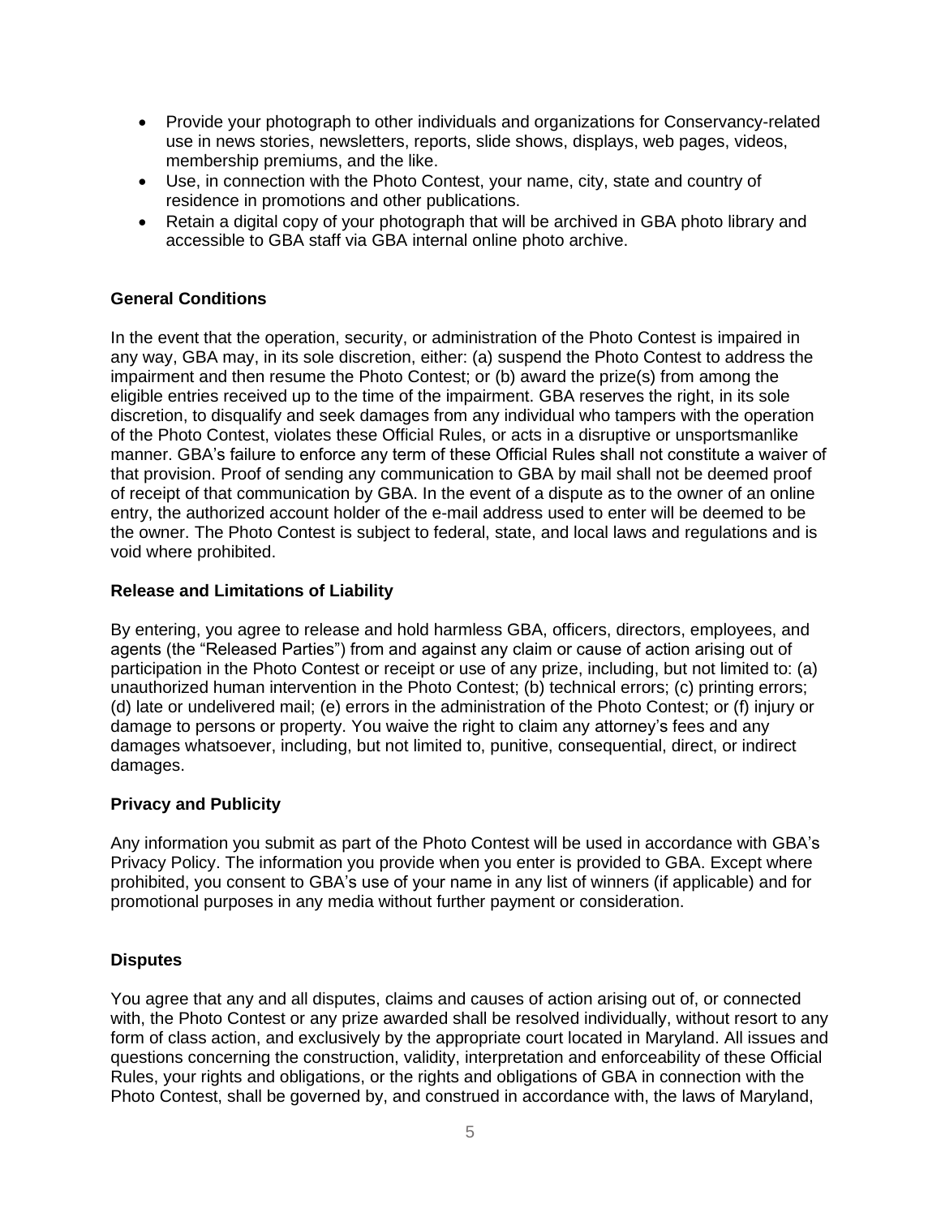- Provide your photograph to other individuals and organizations for Conservancy-related use in news stories, newsletters, reports, slide shows, displays, web pages, videos, membership premiums, and the like.
- Use, in connection with the Photo Contest, your name, city, state and country of residence in promotions and other publications.
- Retain a digital copy of your photograph that will be archived in GBA photo library and accessible to GBA staff via GBA internal online photo archive.

**General Conditions**

In the event that the operation, security, or administration of the Photo Contest is impaired in any way, GBA may, in its sole discretion, either: (a) suspend the Photo Contest to address the impairment and then resume the Photo Contest; or (b) award the prize(s) from among the eligible entries received up to the time of the impairment. GBA reserves the right, in its sole discretion, to disqualify and seek damages from any individual who tampers with the operation of the Photo Contest, violates these Official Rules, or acts in a disruptive or unsportsmanlike manner. GBA's failure to enforce any term of these Official Rules shall not constitute a waiver of that provision. Proof of sending any communication to GBA by mail shall not be deemed proof of receipt of that communication by GBA. In the event of a dispute as to the owner of an online entry, the authorized account holder of the e-mail address used to enter will be deemed to be the owner. The Photo Contest is subject to federal, state, and local laws and regulations and is void where prohibited.

**Release and Limitations of Liability**

By entering, you agree to release and hold harmless GBA, officers, directors, employees, and agents (the "Released Parties") from and against any claim or cause of action arising out of participation in the Photo Contest or receipt or use of any prize, including, but not limited to: (a) unauthorized human intervention in the Photo Contest; (b) technical errors; (c) printing errors; (d) late or undelivered mail; (e) errors in the administration of the Photo Contest; or (f) injury or damage to persons or property. You waive the right to claim any attorney's fees and any damages whatsoever, including, but not limited to, punitive, consequential, direct, or indirect damages.

**Privacy and Publicity**

Any information you submit as part of the Photo Contest will be used in accordance with GBA's Privacy Policy. The information you provide when you enter is provided to GBA. Except where prohibited, you consent to GBA's use of your name in any list of winners (if applicable) and for promotional purposes in any media without further payment or consideration.

**Disputes**

You agree that any and all disputes, claims and causes of action arising out of, or connected with, the Photo Contest or any prize awarded shall be resolved individually, without resort to any form of class action, and exclusively by the appropriate court located in Maryland. All issues and questions concerning the construction, validity, interpretation and enforceability of these Official Rules, your rights and obligations, or the rights and obligations of GBA in connection with the Photo Contest, shall be governed by, and construed in accordance with, the laws of Maryland,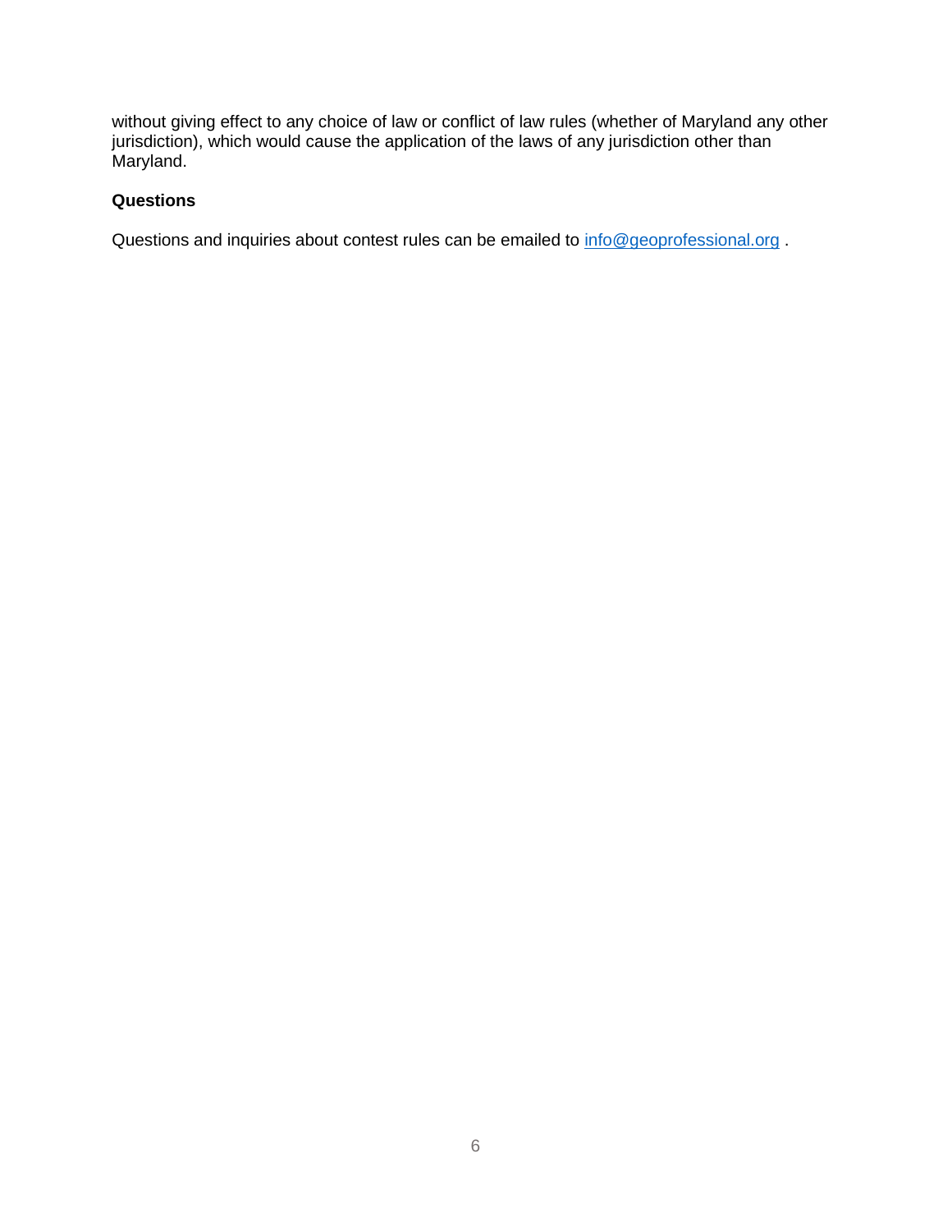without giving effect to any choice of law or conflict of law rules (whether of Maryland any other jurisdiction), which would cause the application of the laws of any jurisdiction other than Maryland.

**Questions**

Questions and inquiries about contest rules can be emailed to info@geoprofessional.org .